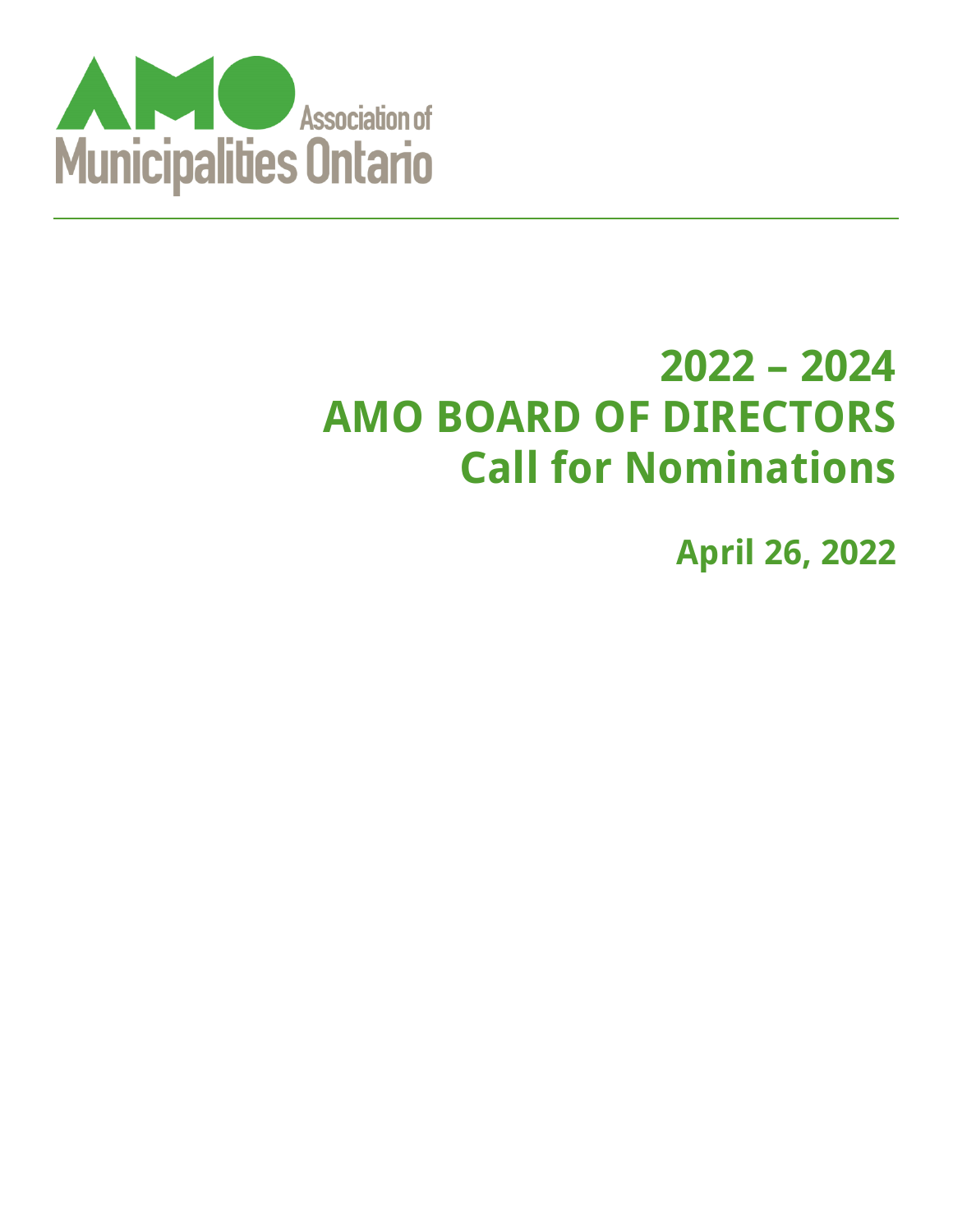Association of Municipalities Ontario

# 2022 – 2024
# AMO BOARD OF DIRECTORS
# Call for Nominations

**April 26, 2022**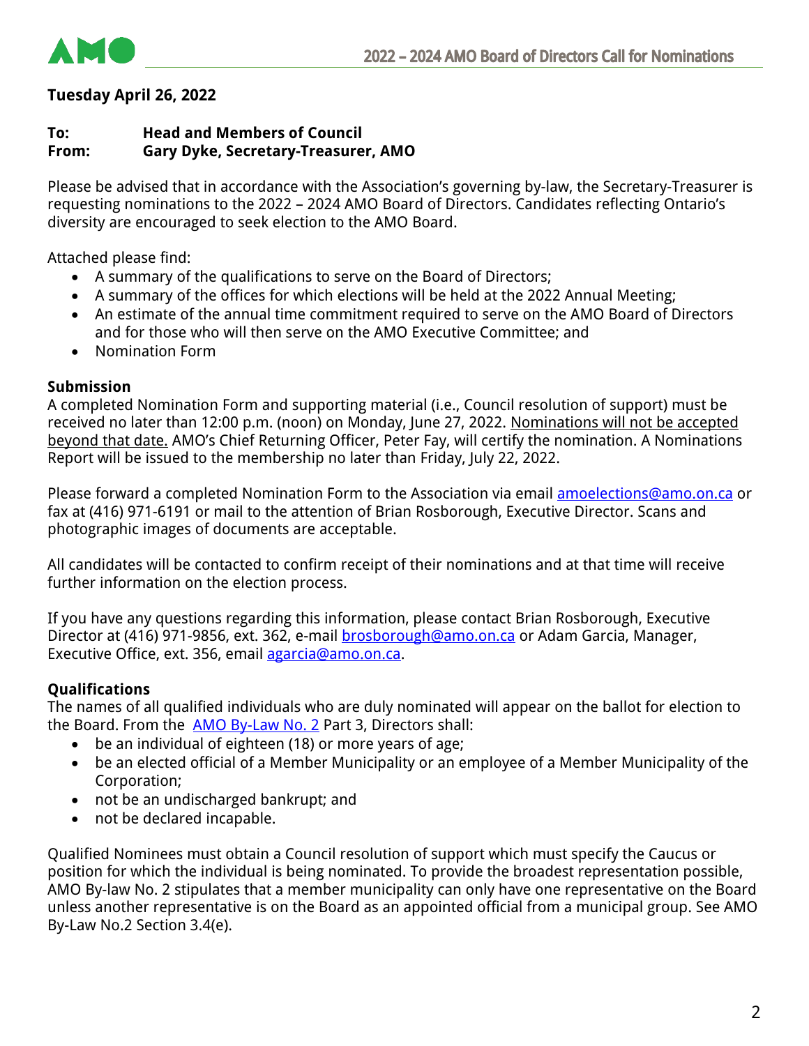**Tuesday April 26, 2022**

**To:** **Head and Members of Council**
**From:** **Gary Dyke, Secretary-Treasurer, AMO**

Please be advised that in accordance with the Association's governing by-law, the Secretary-Treasurer is requesting nominations to the 2022 – 2024 AMO Board of Directors. Candidates reflecting Ontario's diversity are encouraged to seek election to the AMO Board.

Attached please find:

- A summary of the qualifications to serve on the Board of Directors;
- A summary of the offices for which elections will be held at the 2022 Annual Meeting;
- An estimate of the annual time commitment required to serve on the AMO Board of Directors and for those who will then serve on the AMO Executive Committee; and
- Nomination Form

**Submission**
A completed Nomination Form and supporting material (i.e., Council resolution of support) must be received no later than 12:00 p.m. (noon) on Monday, June 27, 2022. Nominations will not be accepted beyond that date. AMO's Chief Returning Officer, Peter Fay, will certify the nomination. A Nominations Report will be issued to the membership no later than Friday, July 22, 2022.

Please forward a completed Nomination Form to the Association via email amoelections@amo.on.ca or fax at (416) 971-6191 or mail to the attention of Brian Rosborough, Executive Director. Scans and photographic images of documents are acceptable.

All candidates will be contacted to confirm receipt of their nominations and at that time will receive further information on the election process.

If you have any questions regarding this information, please contact Brian Rosborough, Executive Director at (416) 971-9856, ext. 362, e-mail brosborough@amo.on.ca or Adam Garcia, Manager, Executive Office, ext. 356, email agarcia@amo.on.ca.

**Qualifications**
The names of all qualified individuals who are duly nominated will appear on the ballot for election to the Board. From the AMO By-Law No. 2 Part 3, Directors shall:

- be an individual of eighteen (18) or more years of age;
- be an elected official of a Member Municipality or an employee of a Member Municipality of the Corporation;
- not be an undischarged bankrupt; and
- not be declared incapable.

Qualified Nominees must obtain a Council resolution of support which must specify the Caucus or position for which the individual is being nominated. To provide the broadest representation possible, AMO By-law No. 2 stipulates that a member municipality can only have one representative on the Board unless another representative is on the Board as an appointed official from a municipal group. See AMO By-Law No.2 Section 3.4(e).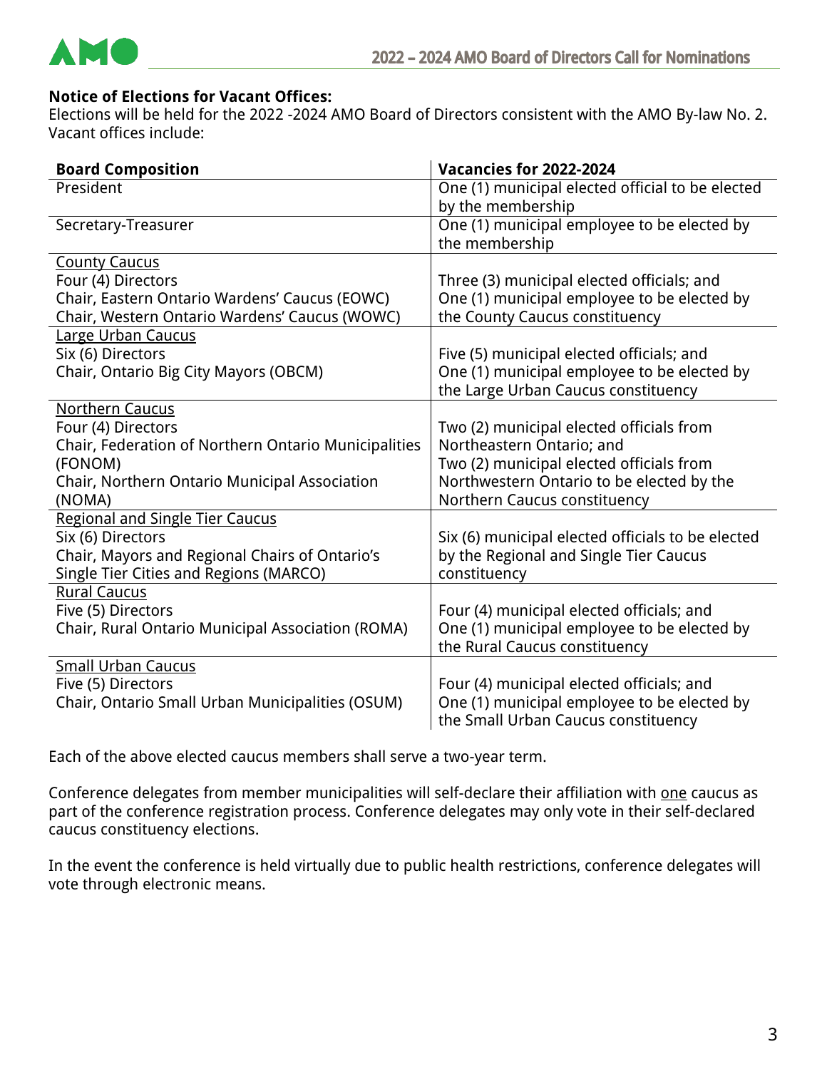**Notice of Elections for Vacant Offices:**
Elections will be held for the 2022 -2024 AMO Board of Directors consistent with the AMO By-law No. 2. Vacant offices include:

| **Board Composition** | **Vacancies for 2022-2024** |
|---|---|
| President | One (1) municipal elected official to be elected by the membership |
| Secretary-Treasurer | One (1) municipal employee to be elected by the membership |
| <u>County Caucus</u><br>Four (4) Directors<br>Chair, Eastern Ontario Wardens' Caucus (EOWC)<br>Chair, Western Ontario Wardens' Caucus (WOWC) | Three (3) municipal elected officials; and<br>One (1) municipal employee to be elected by the County Caucus constituency |
| <u>Large Urban Caucus</u><br>Six (6) Directors<br>Chair, Ontario Big City Mayors (OBCM) | Five (5) municipal elected officials; and<br>One (1) municipal employee to be elected by the Large Urban Caucus constituency |
| <u>Northern Caucus</u><br>Four (4) Directors<br>Chair, Federation of Northern Ontario Municipalities (FONOM)<br>Chair, Northern Ontario Municipal Association (NOMA) | Two (2) municipal elected officials from Northeastern Ontario; and<br>Two (2) municipal elected officials from Northwestern Ontario to be elected by the Northern Caucus constituency |
| <u>Regional and Single Tier Caucus</u><br>Six (6) Directors<br>Chair, Mayors and Regional Chairs of Ontario's Single Tier Cities and Regions (MARCO) | Six (6) municipal elected officials to be elected by the Regional and Single Tier Caucus constituency |
| <u>Rural Caucus</u><br>Five (5) Directors<br>Chair, Rural Ontario Municipal Association (ROMA) | Four (4) municipal elected officials; and<br>One (1) municipal employee to be elected by the Rural Caucus constituency |
| <u>Small Urban Caucus</u><br>Five (5) Directors<br>Chair, Ontario Small Urban Municipalities (OSUM) | Four (4) municipal elected officials; and<br>One (1) municipal employee to be elected by the Small Urban Caucus constituency |

Each of the above elected caucus members shall serve a two-year term.

Conference delegates from member municipalities will self-declare their affiliation with <u>one</u> caucus as part of the conference registration process. Conference delegates may only vote in their self-declared caucus constituency elections.

In the event the conference is held virtually due to public health restrictions, conference delegates will vote through electronic means.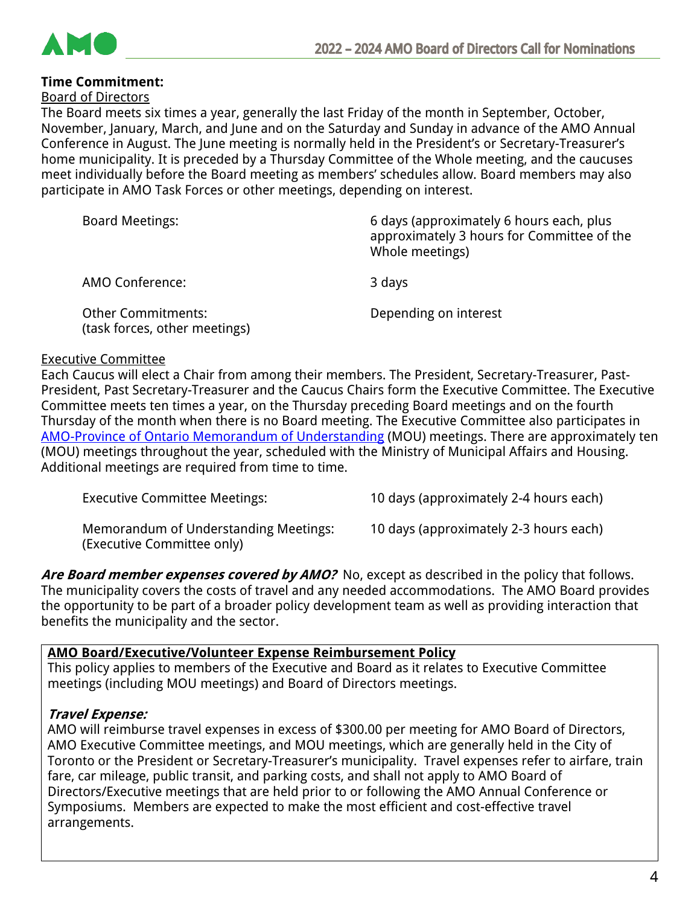**Time Commitment:**

Board of Directors

The Board meets six times a year, generally the last Friday of the month in September, October, November, January, March, and June and on the Saturday and Sunday in advance of the AMO Annual Conference in August. The June meeting is normally held in the President's or Secretary-Treasurer's home municipality. It is preceded by a Thursday Committee of the Whole meeting, and the caucuses meet individually before the Board meeting as members' schedules allow. Board members may also participate in AMO Task Forces or other meetings, depending on interest.

| | |
|---|---|
| Board Meetings: | 6 days (approximately 6 hours each, plus approximately 3 hours for Committee of the Whole meetings) |
| AMO Conference: | 3 days |
| Other Commitments: (task forces, other meetings) | Depending on interest |

Executive Committee

Each Caucus will elect a Chair from among their members. The President, Secretary-Treasurer, Past-President, Past Secretary-Treasurer and the Caucus Chairs form the Executive Committee. The Executive Committee meets ten times a year, on the Thursday preceding Board meetings and on the fourth Thursday of the month when there is no Board meeting. The Executive Committee also participates in AMO-Province of Ontario Memorandum of Understanding (MOU) meetings. There are approximately ten (MOU) meetings throughout the year, scheduled with the Ministry of Municipal Affairs and Housing. Additional meetings are required from time to time.

| | |
|---|---|
| Executive Committee Meetings: | 10 days (approximately 2-4 hours each) |
| Memorandum of Understanding Meetings: (Executive Committee only) | 10 days (approximately 2-3 hours each) |

***Are Board member expenses covered by AMO?*** No, except as described in the policy that follows. The municipality covers the costs of travel and any needed accommodations. The AMO Board provides the opportunity to be part of a broader policy development team as well as providing interaction that benefits the municipality and the sector.

**AMO Board/Executive/Volunteer Expense Reimbursement Policy**

This policy applies to members of the Executive and Board as it relates to Executive Committee meetings (including MOU meetings) and Board of Directors meetings.

***Travel Expense:***

AMO will reimburse travel expenses in excess of $300.00 per meeting for AMO Board of Directors, AMO Executive Committee meetings, and MOU meetings, which are generally held in the City of Toronto or the President or Secretary-Treasurer's municipality. Travel expenses refer to airfare, train fare, car mileage, public transit, and parking costs, and shall not apply to AMO Board of Directors/Executive meetings that are held prior to or following the AMO Annual Conference or Symposiums. Members are expected to make the most efficient and cost-effective travel arrangements.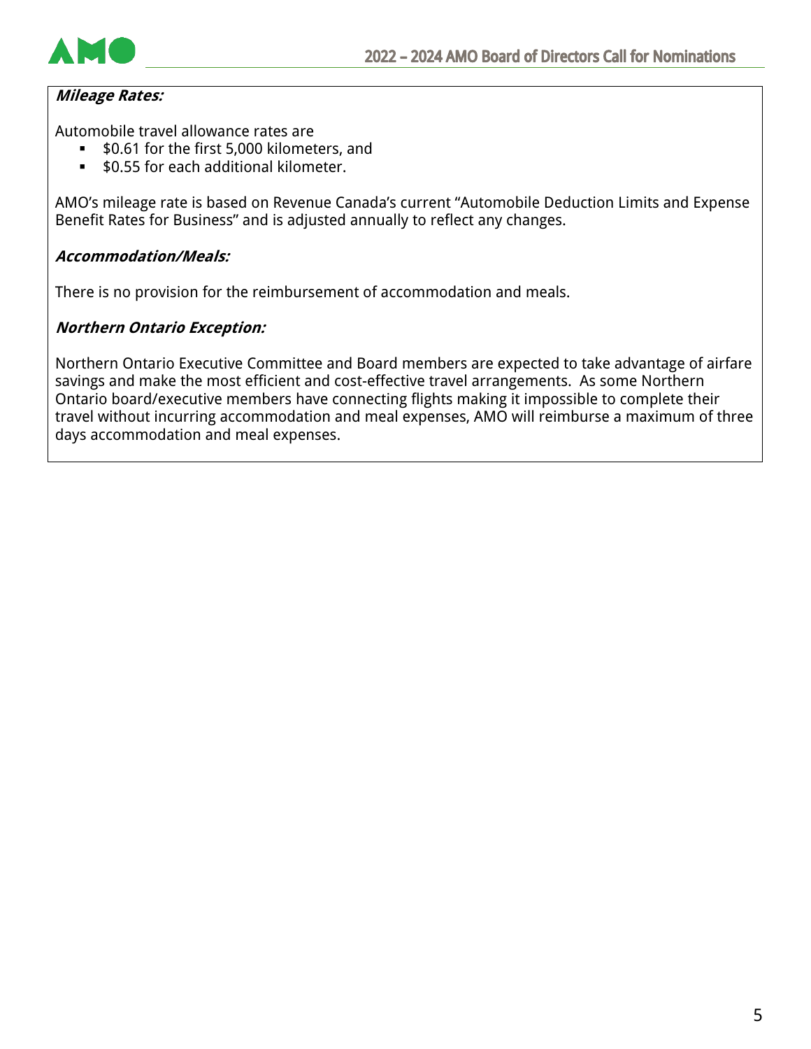***Mileage Rates:***

Automobile travel allowance rates are

- $0.61 for the first 5,000 kilometers, and
- $0.55 for each additional kilometer.

AMO's mileage rate is based on Revenue Canada's current "Automobile Deduction Limits and Expense Benefit Rates for Business" and is adjusted annually to reflect any changes.

***Accommodation/Meals:***

There is no provision for the reimbursement of accommodation and meals.

***Northern Ontario Exception:***

Northern Ontario Executive Committee and Board members are expected to take advantage of airfare savings and make the most efficient and cost-effective travel arrangements. As some Northern Ontario board/executive members have connecting flights making it impossible to complete their travel without incurring accommodation and meal expenses, AMO will reimburse a maximum of three days accommodation and meal expenses.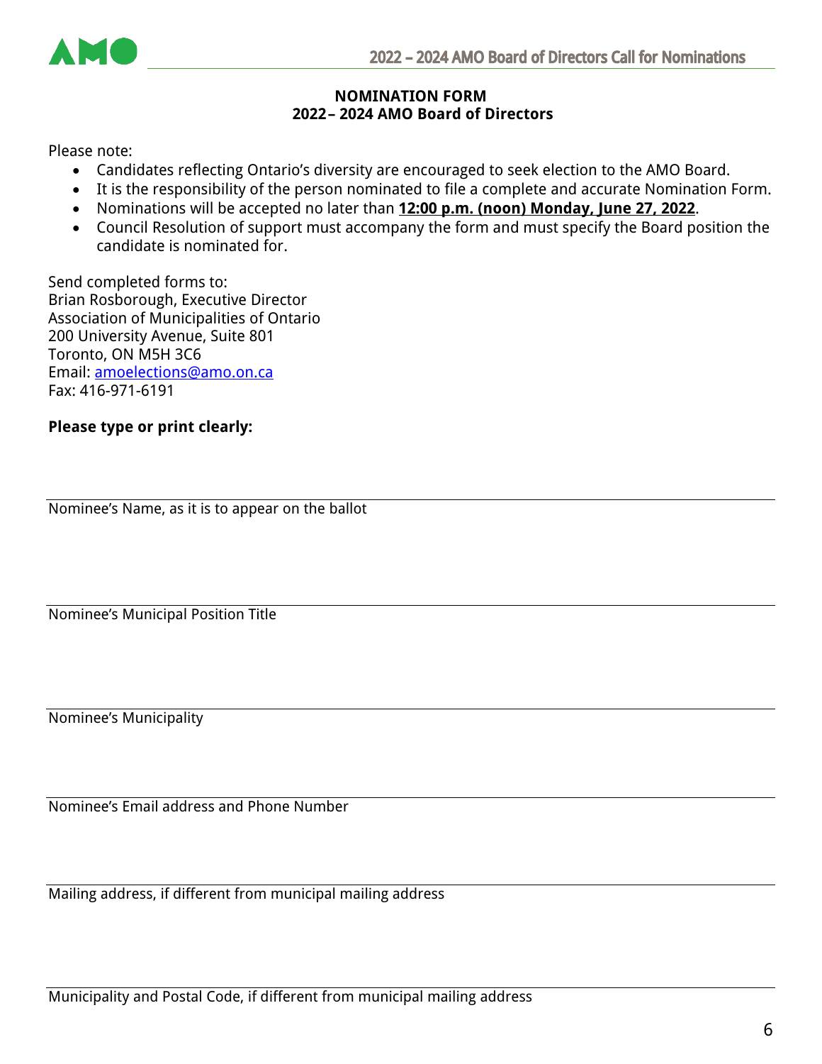**NOMINATION FORM**
**2022– 2024 AMO Board of Directors**

Please note:

- Candidates reflecting Ontario's diversity are encouraged to seek election to the AMO Board.
- It is the responsibility of the person nominated to file a complete and accurate Nomination Form.
- Nominations will be accepted no later than **12:00 p.m. (noon) Monday, June 27, 2022**.
- Council Resolution of support must accompany the form and must specify the Board position the candidate is nominated for.

Send completed forms to:
Brian Rosborough, Executive Director
Association of Municipalities of Ontario
200 University Avenue, Suite 801
Toronto, ON M5H 3C6
Email: amoelections@amo.on.ca
Fax: 416-971-6191

**Please type or print clearly:**

---
Nominee's Name, as it is to appear on the ballot

---
Nominee's Municipal Position Title

---
Nominee's Municipality

---
Nominee's Email address and Phone Number

---
Mailing address, if different from municipal mailing address

---
Municipality and Postal Code, if different from municipal mailing address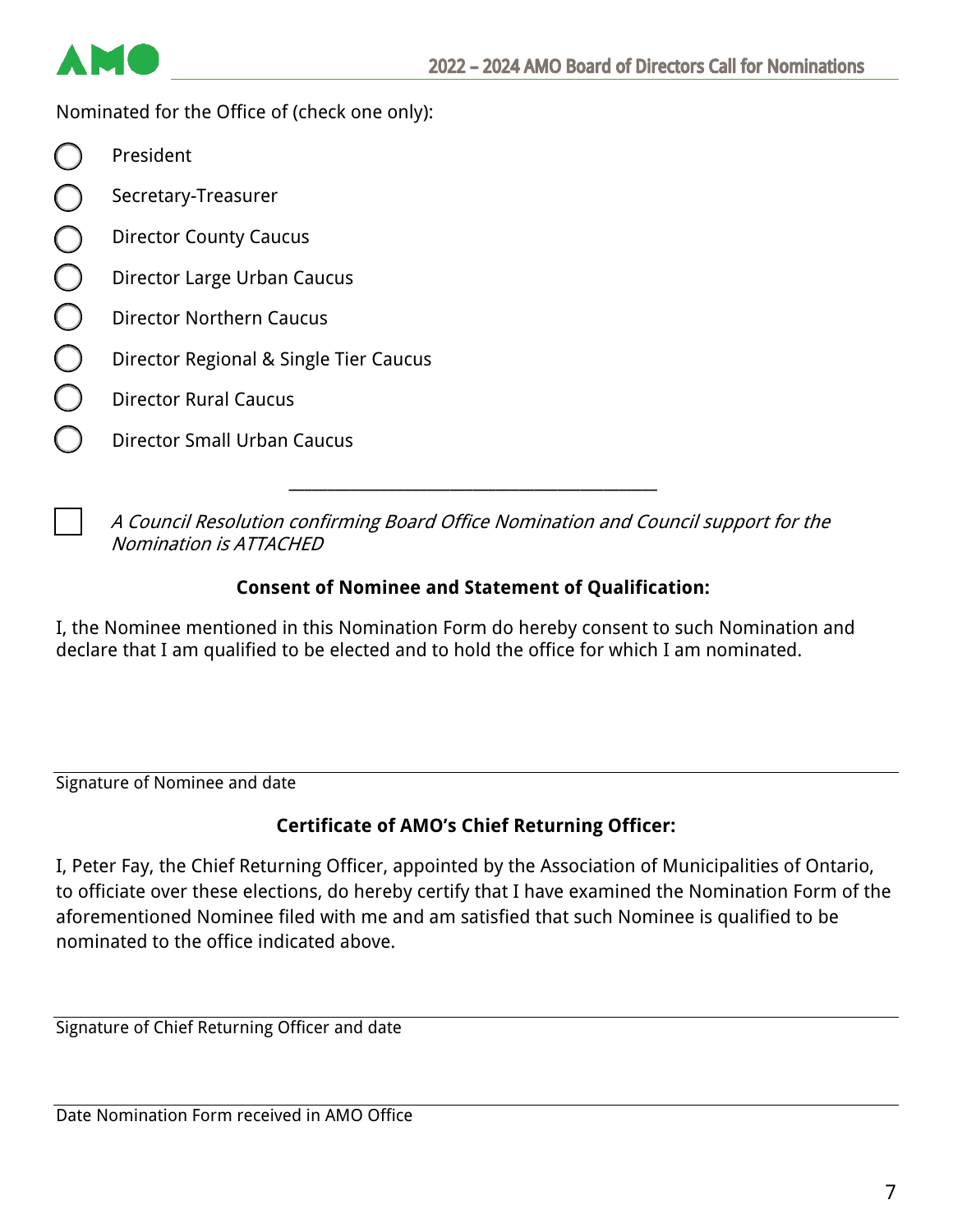Nominated for the Office of (check one only):

- ◯ President
- ◯ Secretary-Treasurer
- ◯ Director County Caucus
- ◯ Director Large Urban Caucus
- ◯ Director Northern Caucus
- ◯ Director Regional & Single Tier Caucus
- ◯ Director Rural Caucus
- ◯ Director Small Urban Caucus

\_\_\_\_\_\_\_\_\_\_\_\_\_\_\_\_\_\_\_\_\_\_\_\_\_\_\_\_\_\_\_\_\_\_\_\_\_\_\_\_

☐ *A Council Resolution confirming Board Office Nomination and Council support for the Nomination is ATTACHED*

**Consent of Nominee and Statement of Qualification:**

I, the Nominee mentioned in this Nomination Form do hereby consent to such Nomination and declare that I am qualified to be elected and to hold the office for which I am nominated.

\_\_\_\_\_\_\_\_\_\_\_\_\_\_\_\_\_\_\_\_\_\_\_\_\_\_\_\_\_\_\_\_\_\_\_\_\_\_\_\_

Signature of Nominee and date

**Certificate of AMO's Chief Returning Officer:**

I, Peter Fay, the Chief Returning Officer, appointed by the Association of Municipalities of Ontario, to officiate over these elections, do hereby certify that I have examined the Nomination Form of the aforementioned Nominee filed with me and am satisfied that such Nominee is qualified to be nominated to the office indicated above.

\_\_\_\_\_\_\_\_\_\_\_\_\_\_\_\_\_\_\_\_\_\_\_\_\_\_\_\_\_\_\_\_\_\_\_\_\_\_\_\_

Signature of Chief Returning Officer and date

\_\_\_\_\_\_\_\_\_\_\_\_\_\_\_\_\_\_\_\_\_\_\_\_\_\_\_\_\_\_\_\_\_\_\_\_\_\_\_\_

Date Nomination Form received in AMO Office